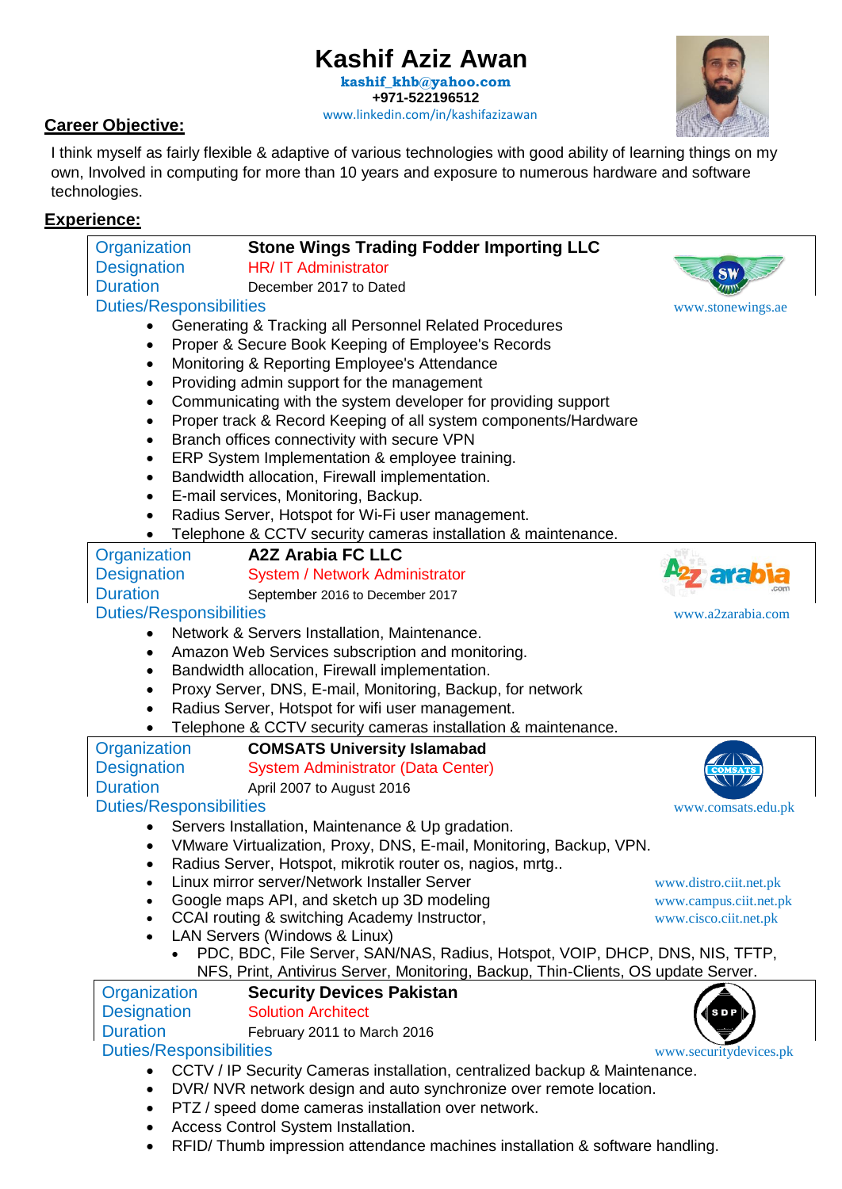# Kashif Aziz Awan

**kashif_khb@yahoo.com**
**+971-522196512**
www.linkedin.com/in/kashifazizawan

## Career Objective:

I think myself as fairly flexible & adaptive of various technologies with good ability of learning things on my own, Involved in computing for more than 10 years and exposure to numerous hardware and software technologies.

## Experience:

| | |
|---|---|
| Organization | **Stone Wings Trading Fodder Importing LLC** |
| Designation | HR/ IT Administrator |
| Duration | December 2017 to Dated |

www.stonewings.ae

Duties/Responsibilities

- Generating & Tracking all Personnel Related Procedures
- Proper & Secure Book Keeping of Employee's Records
- Monitoring & Reporting Employee's Attendance
- Providing admin support for the management
- Communicating with the system developer for providing support
- Proper track & Record Keeping of all system components/Hardware
- Branch offices connectivity with secure VPN
- ERP System Implementation & employee training.
- Bandwidth allocation, Firewall implementation.
- E-mail services, Monitoring, Backup.
- Radius Server, Hotspot for Wi-Fi user management.
- Telephone & CCTV security cameras installation & maintenance.

| | |
|---|---|
| Organization | **A2Z Arabia FC LLC** |
| Designation | System / Network Administrator |
| Duration | September 2016 to December 2017 |

www.a2zarabia.com

Duties/Responsibilities

- Network & Servers Installation, Maintenance.
- Amazon Web Services subscription and monitoring.
- Bandwidth allocation, Firewall implementation.
- Proxy Server, DNS, E-mail, Monitoring, Backup, for network
- Radius Server, Hotspot for wifi user management.
- Telephone & CCTV security cameras installation & maintenance.

| | |
|---|---|
| Organization | **COMSATS University Islamabad** |
| Designation | System Administrator (Data Center) |
| Duration | April 2007 to August 2016 |

www.comsats.edu.pk

Duties/Responsibilities

- Servers Installation, Maintenance & Up gradation.
- VMware Virtualization, Proxy, DNS, E-mail, Monitoring, Backup, VPN.
- Radius Server, Hotspot, mikrotik router os, nagios, mrtg..
- Linux mirror server/Network Installer Server
- Google maps API, and sketch up 3D modeling
- CCAI routing & switching Academy Instructor,
- LAN Servers (Windows & Linux)
  - PDC, BDC, File Server, SAN/NAS, Radius, Hotspot, VOIP, DHCP, DNS, NIS, TFTP, NFS, Print, Antivirus Server, Monitoring, Backup, Thin-Clients, OS update Server.

www.distro.ciit.net.pk
www.campus.ciit.net.pk
www.cisco.ciit.net.pk

| | |
|---|---|
| Organization | **Security Devices Pakistan** |
| Designation | Solution Architect |
| Duration | February 2011 to March 2016 |

www.securitydevices.pk

Duties/Responsibilities

- CCTV / IP Security Cameras installation, centralized backup & Maintenance.
- DVR/ NVR network design and auto synchronize over remote location.
- PTZ / speed dome cameras installation over network.
- Access Control System Installation.
- RFID/ Thumb impression attendance machines installation & software handling.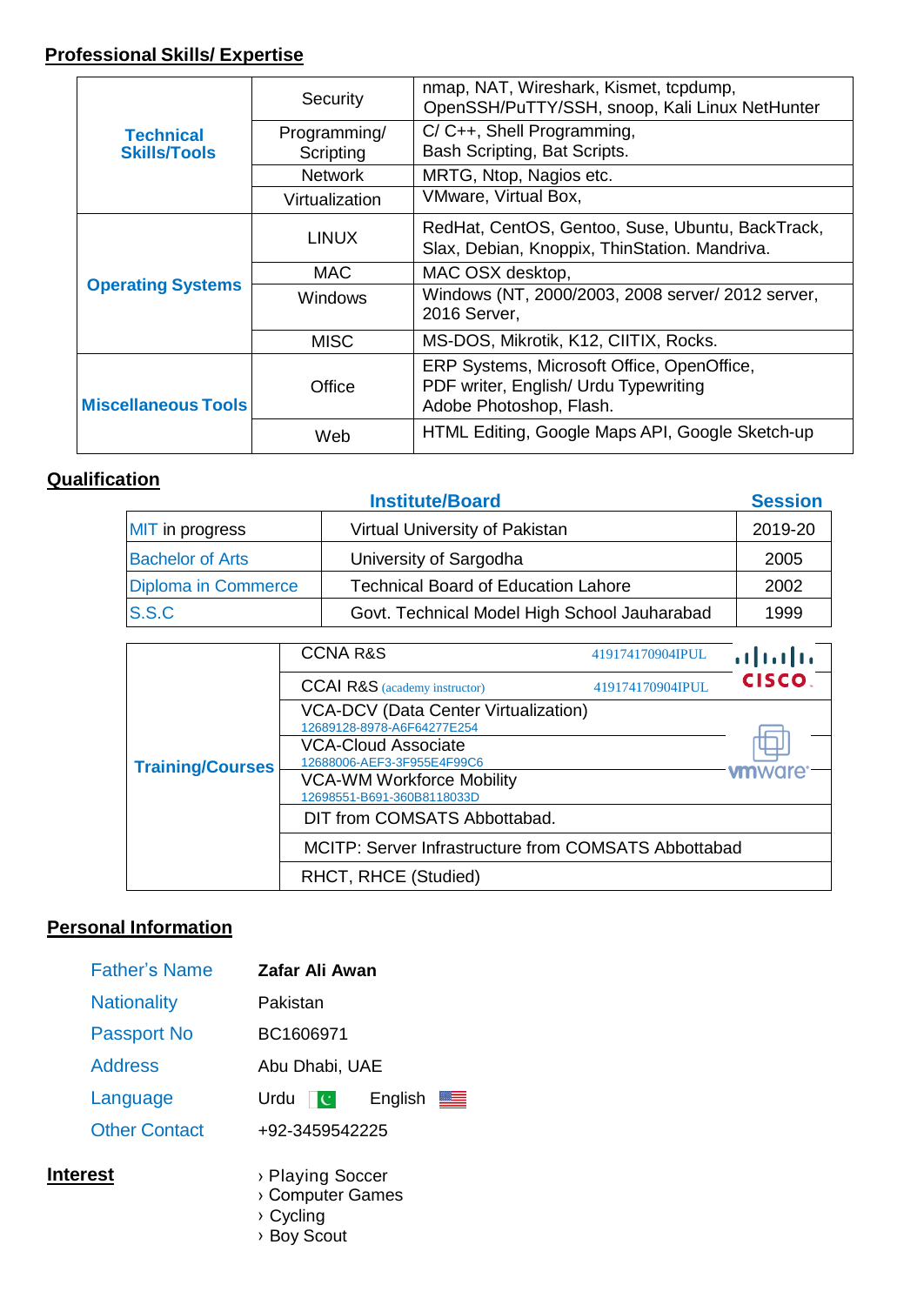## Professional Skills/ Expertise

| | | |
|---|---|---|
| **Technical Skills/Tools** | Security | nmap, NAT, Wireshark, Kismet, tcpdump, OpenSSH/PuTTY/SSH, snoop, Kali Linux NetHunter |
| | Programming/ Scripting | C/ C++, Shell Programming, Bash Scripting, Bat Scripts. |
| | Network | MRTG, Ntop, Nagios etc. |
| | Virtualization | VMware, Virtual Box, |
| **Operating Systems** | LINUX | RedHat, CentOS, Gentoo, Suse, Ubuntu, BackTrack, Slax, Debian, Knoppix, ThinStation. Mandriva. |
| | MAC | MAC OSX desktop, |
| | Windows | Windows (NT, 2000/2003, 2008 server/ 2012 server, 2016 Server, |
| | MISC | MS-DOS, Mikrotik, K12, CIITIX, Rocks. |
| **Miscellaneous Tools** | Office | ERP Systems, Microsoft Office, OpenOffice, PDF writer, English/ Urdu Typewriting Adobe Photoshop, Flash. |
| | Web | HTML Editing, Google Maps API, Google Sketch-up |

## Qualification

| | Institute/Board | Session |
|---|---|---|
| MIT in progress | Virtual University of Pakistan | 2019-20 |
| Bachelor of Arts | University of Sargodha | 2005 |
| Diploma in Commerce | Technical Board of Education Lahore | 2002 |
| S.S.C | Govt. Technical Model High School Jauharabad | 1999 |

| | | |
|---|---|---|
| **Training/Courses** | CCNA R&S | 419174170904IPUL |
| | CCAI R&S (academy instructor) | 419174170904IPUL |
| | VCA-DCV (Data Center Virtualization) 12689128-8978-A6F64277E254 | |
| | VCA-Cloud Associate 12688006-AEF3-3F955E4F99C6 | |
| | VCA-WM Workforce Mobility 12698551-B691-360B8118033D | |
| | DIT from COMSATS Abbottabad. | |
| | MCITP: Server Infrastructure from COMSATS Abbottabad | |
| | RHCT, RHCE (Studied) | |

## Personal Information

| | |
|---|---|
| Father's Name | **Zafar Ali Awan** |
| Nationality | Pakistan |
| Passport No | BC1606971 |
| Address | Abu Dhabi, UAE |
| Language | Urdu English |
| Other Contact | +92-3459542225 |

## Interest

› Playing Soccer
› Computer Games
› Cycling
› Boy Scout